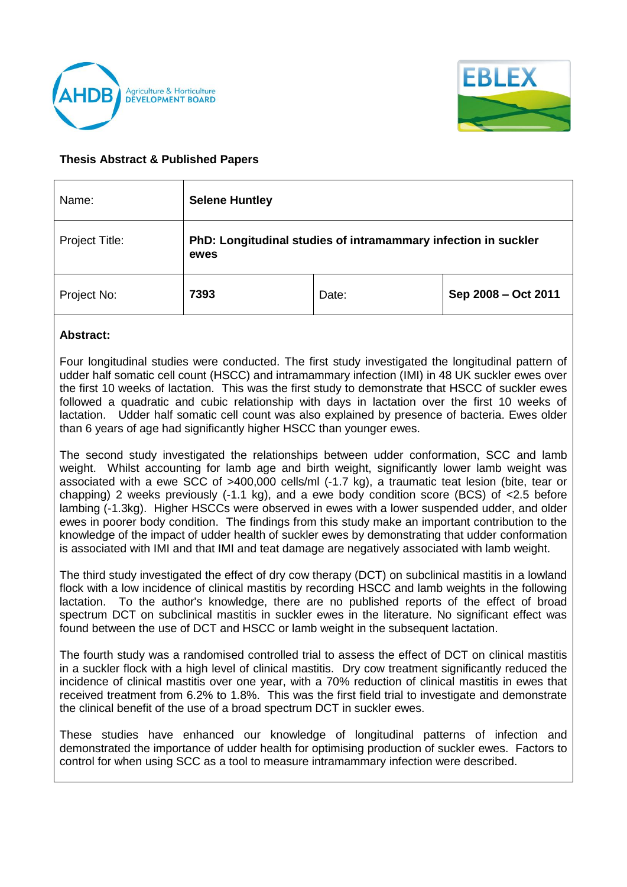**Thesis Abstract & Published Papers**

| Name: | **Selene Huntley** | | |
|---|---|---|---|
| Project Title: | **PhD: Longitudinal studies of intramammary infection in suckler ewes** | | |
| Project No: | **7393** | Date: | **Sep 2008 – Oct 2011** |

**Abstract:**

Four longitudinal studies were conducted. The first study investigated the longitudinal pattern of udder half somatic cell count (HSCC) and intramammary infection (IMI) in 48 UK suckler ewes over the first 10 weeks of lactation. This was the first study to demonstrate that HSCC of suckler ewes followed a quadratic and cubic relationship with days in lactation over the first 10 weeks of lactation. Udder half somatic cell count was also explained by presence of bacteria. Ewes older than 6 years of age had significantly higher HSCC than younger ewes.

The second study investigated the relationships between udder conformation, SCC and lamb weight. Whilst accounting for lamb age and birth weight, significantly lower lamb weight was associated with a ewe SCC of >400,000 cells/ml (-1.7 kg), a traumatic teat lesion (bite, tear or chapping) 2 weeks previously (-1.1 kg), and a ewe body condition score (BCS) of <2.5 before lambing (-1.3kg). Higher HSCCs were observed in ewes with a lower suspended udder, and older ewes in poorer body condition. The findings from this study make an important contribution to the knowledge of the impact of udder health of suckler ewes by demonstrating that udder conformation is associated with IMI and that IMI and teat damage are negatively associated with lamb weight.

The third study investigated the effect of dry cow therapy (DCT) on subclinical mastitis in a lowland flock with a low incidence of clinical mastitis by recording HSCC and lamb weights in the following lactation. To the author's knowledge, there are no published reports of the effect of broad spectrum DCT on subclinical mastitis in suckler ewes in the literature. No significant effect was found between the use of DCT and HSCC or lamb weight in the subsequent lactation.

The fourth study was a randomised controlled trial to assess the effect of DCT on clinical mastitis in a suckler flock with a high level of clinical mastitis. Dry cow treatment significantly reduced the incidence of clinical mastitis over one year, with a 70% reduction of clinical mastitis in ewes that received treatment from 6.2% to 1.8%. This was the first field trial to investigate and demonstrate the clinical benefit of the use of a broad spectrum DCT in suckler ewes.

These studies have enhanced our knowledge of longitudinal patterns of infection and demonstrated the importance of udder health for optimising production of suckler ewes. Factors to control for when using SCC as a tool to measure intramammary infection were described.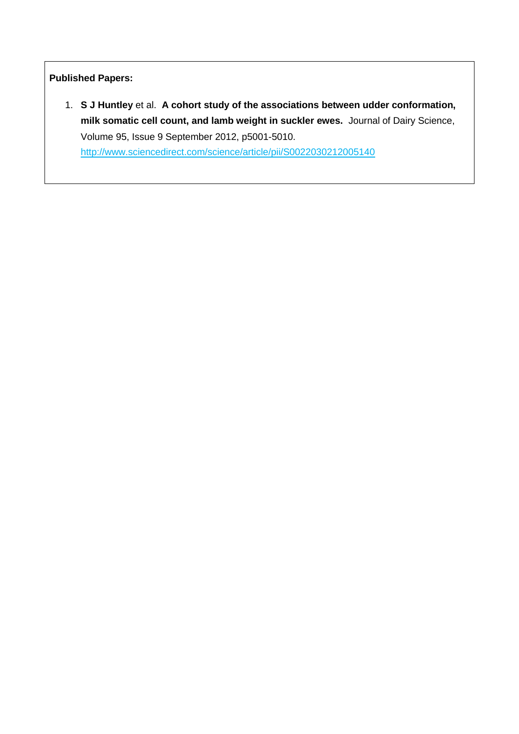**Published Papers:**

1. **S J Huntley** et al. **A cohort study of the associations between udder conformation, milk somatic cell count, and lamb weight in suckler ewes.** Journal of Dairy Science, Volume 95, Issue 9 September 2012, p5001-5010. http://www.sciencedirect.com/science/article/pii/S0022030212005140